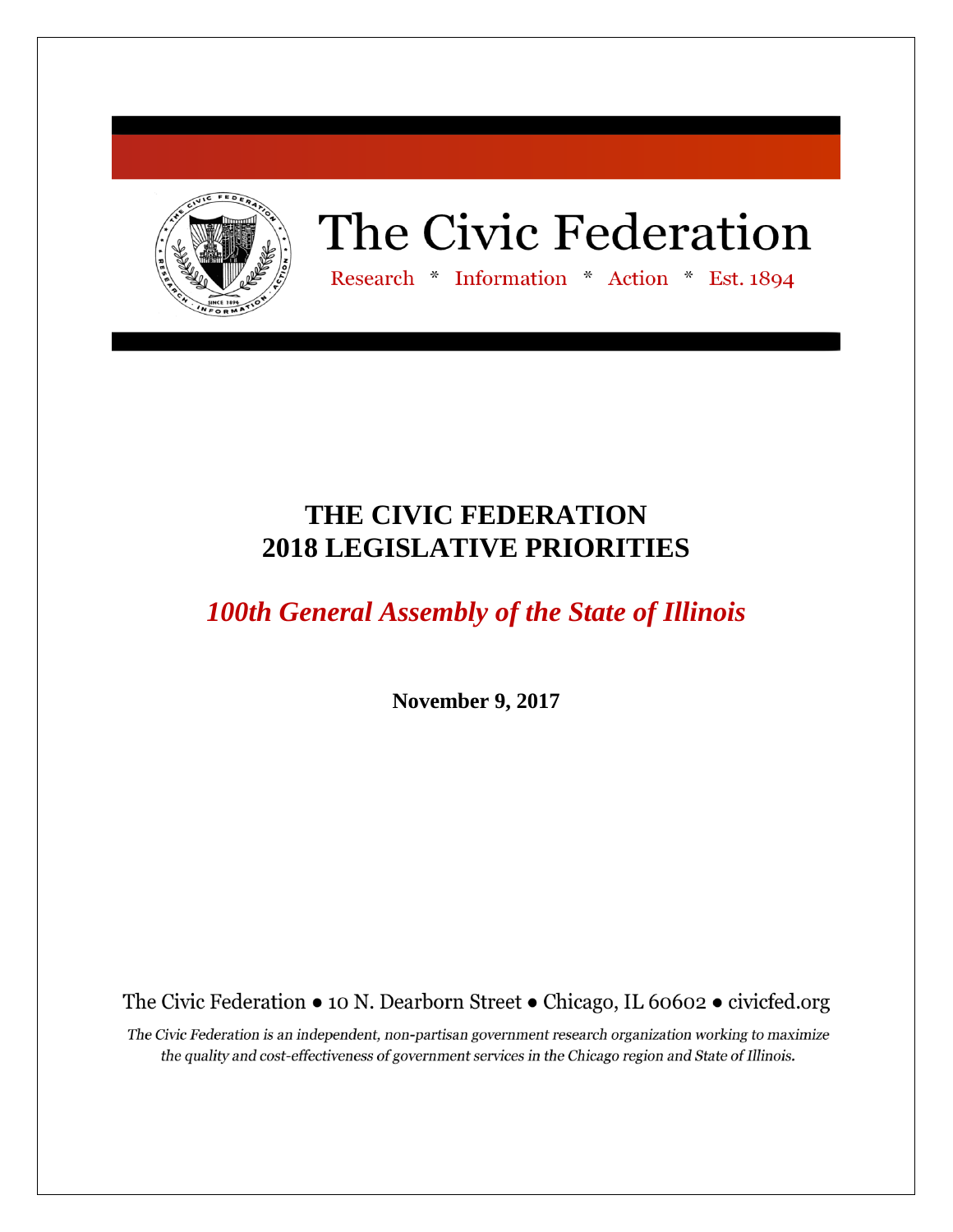# The Civic Federation

Research * Information * Action * Est. 1894

# THE CIVIC FEDERATION
# 2018 LEGISLATIVE PRIORITIES

## *100th General Assembly of the State of Illinois*

**November 9, 2017**

The Civic Federation • 10 N. Dearborn Street • Chicago, IL 60602 • civicfed.org

*The Civic Federation is an independent, non-partisan government research organization working to maximize the quality and cost-effectiveness of government services in the Chicago region and State of Illinois.*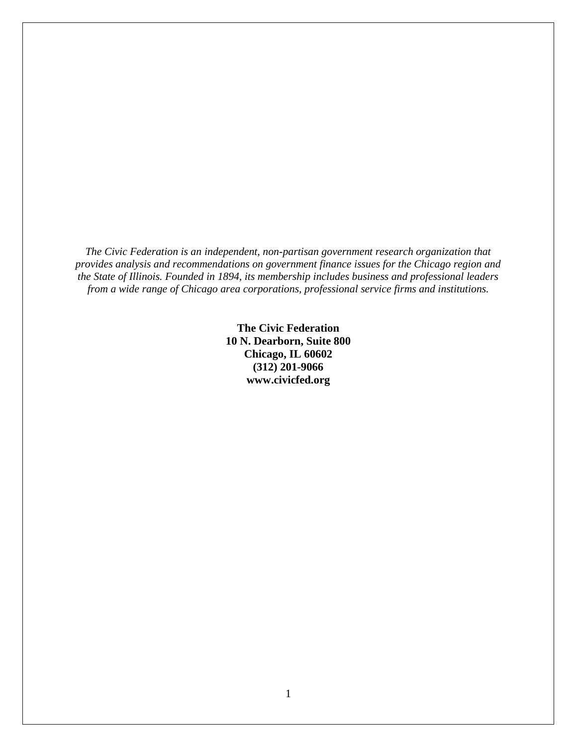*The Civic Federation is an independent, non-partisan government research organization that provides analysis and recommendations on government finance issues for the Chicago region and the State of Illinois. Founded in 1894, its membership includes business and professional leaders from a wide range of Chicago area corporations, professional service firms and institutions.*

**The Civic Federation**
**10 N. Dearborn, Suite 800**
**Chicago, IL 60602**
**(312) 201-9066**
**www.civicfed.org**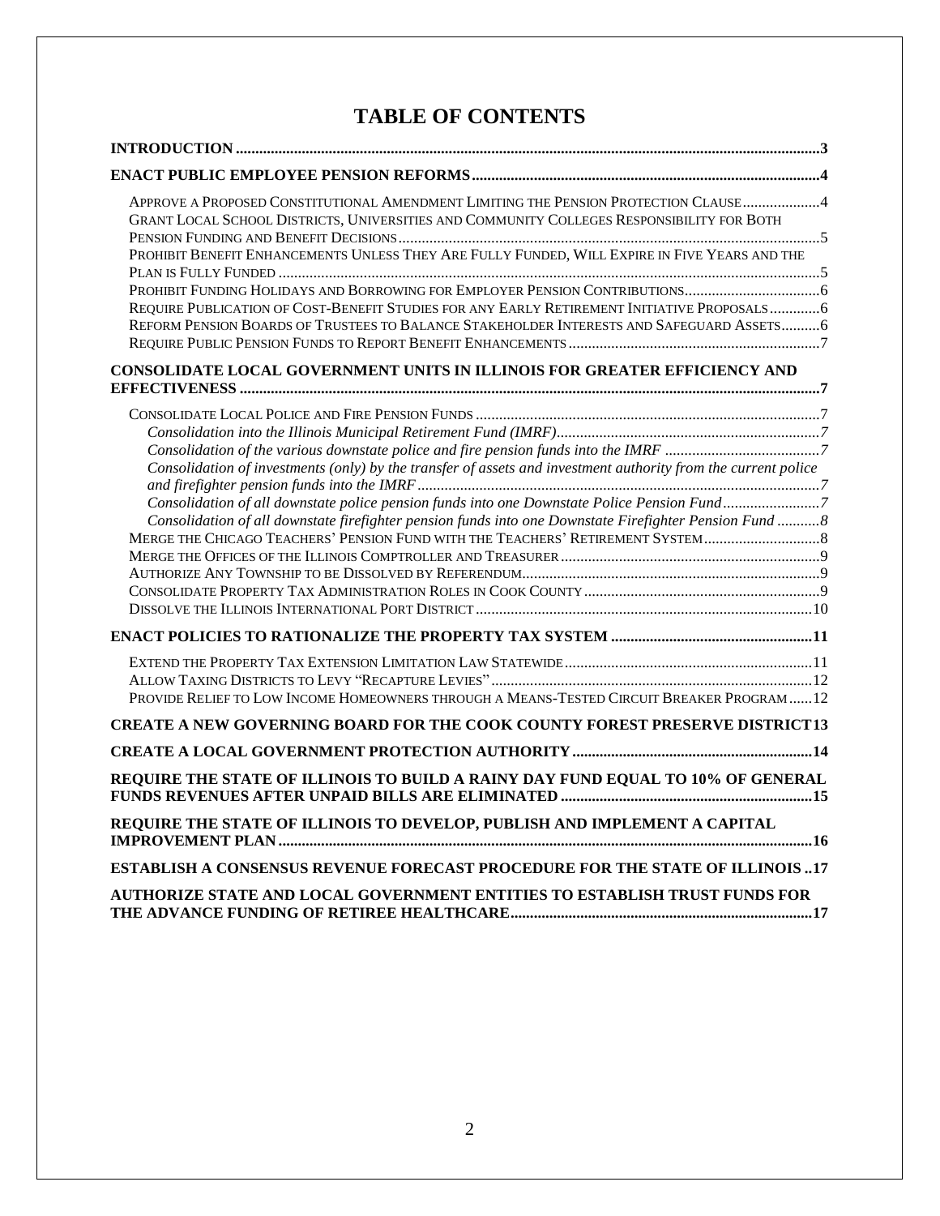# TABLE OF CONTENTS

**INTRODUCTION** ..... **3**

**ENACT PUBLIC EMPLOYEE PENSION REFORMS** ..... **4**

- Approve a Proposed Constitutional Amendment Limiting the Pension Protection Clause ..... 4
- Grant Local School Districts, Universities and Community Colleges Responsibility for Both Pension Funding and Benefit Decisions ..... 5
- Prohibit Benefit Enhancements Unless They Are Fully Funded, Will Expire in Five Years and the Plan is Fully Funded ..... 5
- Prohibit Funding Holidays and Borrowing for Employer Pension Contributions ..... 6
- Require Publication of Cost-Benefit Studies for any Early Retirement Initiative Proposals ..... 6
- Reform Pension Boards of Trustees to Balance Stakeholder Interests and Safeguard Assets ..... 6
- Require Public Pension Funds to Report Benefit Enhancements ..... 7

**CONSOLIDATE LOCAL GOVERNMENT UNITS IN ILLINOIS FOR GREATER EFFICIENCY AND EFFECTIVENESS** ..... **7**

- Consolidate Local Police and Fire Pension Funds ..... 7
  - *Consolidation into the Illinois Municipal Retirement Fund (IMRF)* ..... *7*
  - *Consolidation of the various downstate police and fire pension funds into the IMRF* ..... *7*
  - *Consolidation of investments (only) by the transfer of assets and investment authority from the current police and firefighter pension funds into the IMRF* ..... *7*
  - *Consolidation of all downstate police pension funds into one Downstate Police Pension Fund* ..... *7*
  - *Consolidation of all downstate firefighter pension funds into one Downstate Firefighter Pension Fund* ..... *8*
- Merge the Chicago Teachers' Pension Fund with the Teachers' Retirement System ..... 8
- Merge the Offices of the Illinois Comptroller and Treasurer ..... 9
- Authorize Any Township to be Dissolved by Referendum ..... 9
- Consolidate Property Tax Administration Roles in Cook County ..... 9
- Dissolve the Illinois International Port District ..... 10

**ENACT POLICIES TO RATIONALIZE THE PROPERTY TAX SYSTEM** ..... **11**

- Extend the Property Tax Extension Limitation Law Statewide ..... 11
- Allow Taxing Districts to Levy "Recapture Levies" ..... 12
- Provide Relief to Low Income Homeowners through a Means-Tested Circuit Breaker Program ..... 12

**CREATE A NEW GOVERNING BOARD FOR THE COOK COUNTY FOREST PRESERVE DISTRICT** ..... **13**

**CREATE A LOCAL GOVERNMENT PROTECTION AUTHORITY** ..... **14**

**REQUIRE THE STATE OF ILLINOIS TO BUILD A RAINY DAY FUND EQUAL TO 10% OF GENERAL FUNDS REVENUES AFTER UNPAID BILLS ARE ELIMINATED** ..... **15**

**REQUIRE THE STATE OF ILLINOIS TO DEVELOP, PUBLISH AND IMPLEMENT A CAPITAL IMPROVEMENT PLAN** ..... **16**

**ESTABLISH A CONSENSUS REVENUE FORECAST PROCEDURE FOR THE STATE OF ILLINOIS** ..... **17**

**AUTHORIZE STATE AND LOCAL GOVERNMENT ENTITIES TO ESTABLISH TRUST FUNDS FOR THE ADVANCE FUNDING OF RETIREE HEALTHCARE** ..... **17**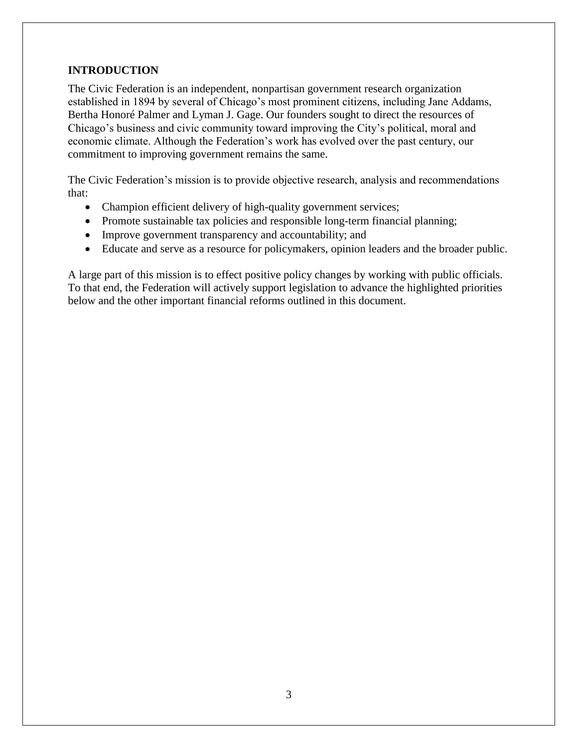## INTRODUCTION

The Civic Federation is an independent, nonpartisan government research organization established in 1894 by several of Chicago's most prominent citizens, including Jane Addams, Bertha Honoré Palmer and Lyman J. Gage. Our founders sought to direct the resources of Chicago's business and civic community toward improving the City's political, moral and economic climate. Although the Federation's work has evolved over the past century, our commitment to improving government remains the same.

The Civic Federation's mission is to provide objective research, analysis and recommendations that:

- Champion efficient delivery of high-quality government services;
- Promote sustainable tax policies and responsible long-term financial planning;
- Improve government transparency and accountability; and
- Educate and serve as a resource for policymakers, opinion leaders and the broader public.

A large part of this mission is to effect positive policy changes by working with public officials. To that end, the Federation will actively support legislation to advance the highlighted priorities below and the other important financial reforms outlined in this document.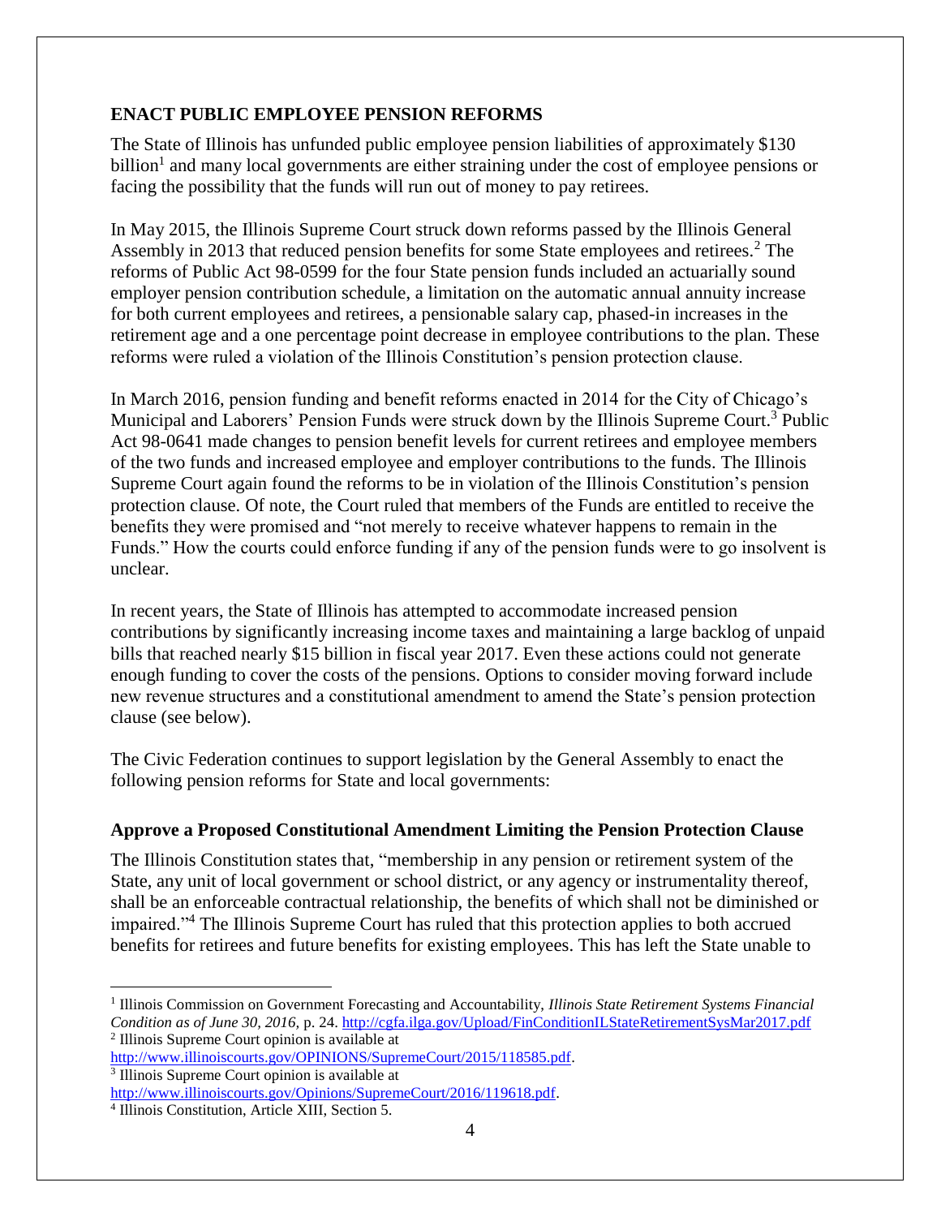## ENACT PUBLIC EMPLOYEE PENSION REFORMS

The State of Illinois has unfunded public employee pension liabilities of approximately $130 billion[1] and many local governments are either straining under the cost of employee pensions or facing the possibility that the funds will run out of money to pay retirees.

In May 2015, the Illinois Supreme Court struck down reforms passed by the Illinois General Assembly in 2013 that reduced pension benefits for some State employees and retirees.[2] The reforms of Public Act 98-0599 for the four State pension funds included an actuarially sound employer pension contribution schedule, a limitation on the automatic annual annuity increase for both current employees and retirees, a pensionable salary cap, phased-in increases in the retirement age and a one percentage point decrease in employee contributions to the plan. These reforms were ruled a violation of the Illinois Constitution's pension protection clause.

In March 2016, pension funding and benefit reforms enacted in 2014 for the City of Chicago's Municipal and Laborers' Pension Funds were struck down by the Illinois Supreme Court.[3] Public Act 98-0641 made changes to pension benefit levels for current retirees and employee members of the two funds and increased employee and employer contributions to the funds. The Illinois Supreme Court again found the reforms to be in violation of the Illinois Constitution's pension protection clause. Of note, the Court ruled that members of the Funds are entitled to receive the benefits they were promised and "not merely to receive whatever happens to remain in the Funds." How the courts could enforce funding if any of the pension funds were to go insolvent is unclear.

In recent years, the State of Illinois has attempted to accommodate increased pension contributions by significantly increasing income taxes and maintaining a large backlog of unpaid bills that reached nearly $15 billion in fiscal year 2017. Even these actions could not generate enough funding to cover the costs of the pensions. Options to consider moving forward include new revenue structures and a constitutional amendment to amend the State's pension protection clause (see below).

The Civic Federation continues to support legislation by the General Assembly to enact the following pension reforms for State and local governments:

### Approve a Proposed Constitutional Amendment Limiting the Pension Protection Clause

The Illinois Constitution states that, "membership in any pension or retirement system of the State, any unit of local government or school district, or any agency or instrumentality thereof, shall be an enforceable contractual relationship, the benefits of which shall not be diminished or impaired."[4] The Illinois Supreme Court has ruled that this protection applies to both accrued benefits for retirees and future benefits for existing employees. This has left the State unable to

---

[1] Illinois Commission on Government Forecasting and Accountability, *Illinois State Retirement Systems Financial Condition as of June 30, 2016,* p. 24. http://cgfa.ilga.gov/Upload/FinConditionILStateRetirementSysMar2017.pdf

[2] Illinois Supreme Court opinion is available at http://www.illinoiscourts.gov/OPINIONS/SupremeCourt/2015/118585.pdf.

[3] Illinois Supreme Court opinion is available at http://www.illinoiscourts.gov/Opinions/SupremeCourt/2016/119618.pdf.

[4] Illinois Constitution, Article XIII, Section 5.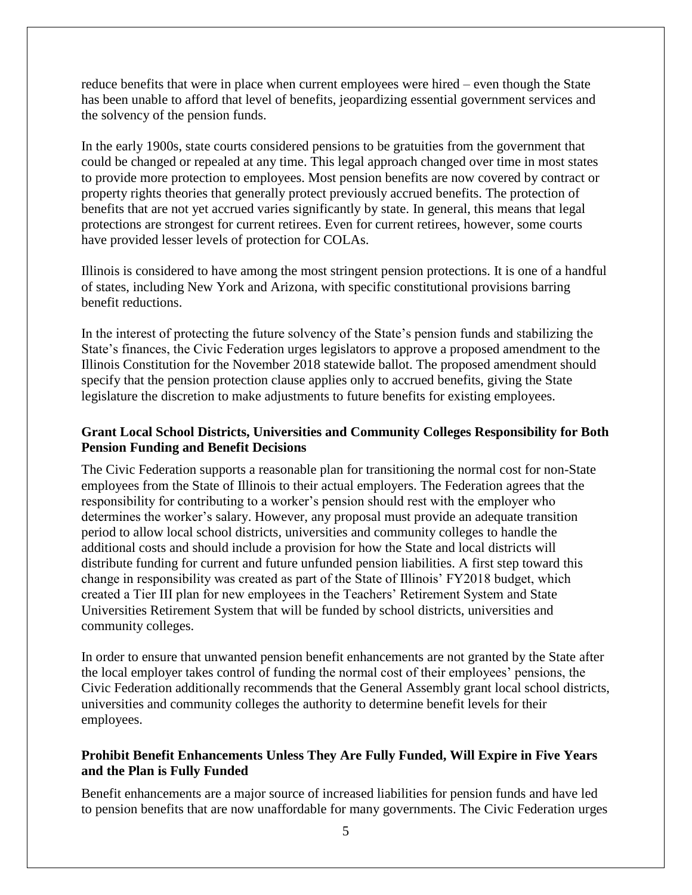reduce benefits that were in place when current employees were hired – even though the State has been unable to afford that level of benefits, jeopardizing essential government services and the solvency of the pension funds.

In the early 1900s, state courts considered pensions to be gratuities from the government that could be changed or repealed at any time. This legal approach changed over time in most states to provide more protection to employees. Most pension benefits are now covered by contract or property rights theories that generally protect previously accrued benefits. The protection of benefits that are not yet accrued varies significantly by state. In general, this means that legal protections are strongest for current retirees. Even for current retirees, however, some courts have provided lesser levels of protection for COLAs.

Illinois is considered to have among the most stringent pension protections. It is one of a handful of states, including New York and Arizona, with specific constitutional provisions barring benefit reductions.

In the interest of protecting the future solvency of the State's pension funds and stabilizing the State's finances, the Civic Federation urges legislators to approve a proposed amendment to the Illinois Constitution for the November 2018 statewide ballot. The proposed amendment should specify that the pension protection clause applies only to accrued benefits, giving the State legislature the discretion to make adjustments to future benefits for existing employees.

### Grant Local School Districts, Universities and Community Colleges Responsibility for Both Pension Funding and Benefit Decisions

The Civic Federation supports a reasonable plan for transitioning the normal cost for non-State employees from the State of Illinois to their actual employers. The Federation agrees that the responsibility for contributing to a worker's pension should rest with the employer who determines the worker's salary. However, any proposal must provide an adequate transition period to allow local school districts, universities and community colleges to handle the additional costs and should include a provision for how the State and local districts will distribute funding for current and future unfunded pension liabilities. A first step toward this change in responsibility was created as part of the State of Illinois' FY2018 budget, which created a Tier III plan for new employees in the Teachers' Retirement System and State Universities Retirement System that will be funded by school districts, universities and community colleges.

In order to ensure that unwanted pension benefit enhancements are not granted by the State after the local employer takes control of funding the normal cost of their employees' pensions, the Civic Federation additionally recommends that the General Assembly grant local school districts, universities and community colleges the authority to determine benefit levels for their employees.

### Prohibit Benefit Enhancements Unless They Are Fully Funded, Will Expire in Five Years and the Plan is Fully Funded

Benefit enhancements are a major source of increased liabilities for pension funds and have led to pension benefits that are now unaffordable for many governments. The Civic Federation urges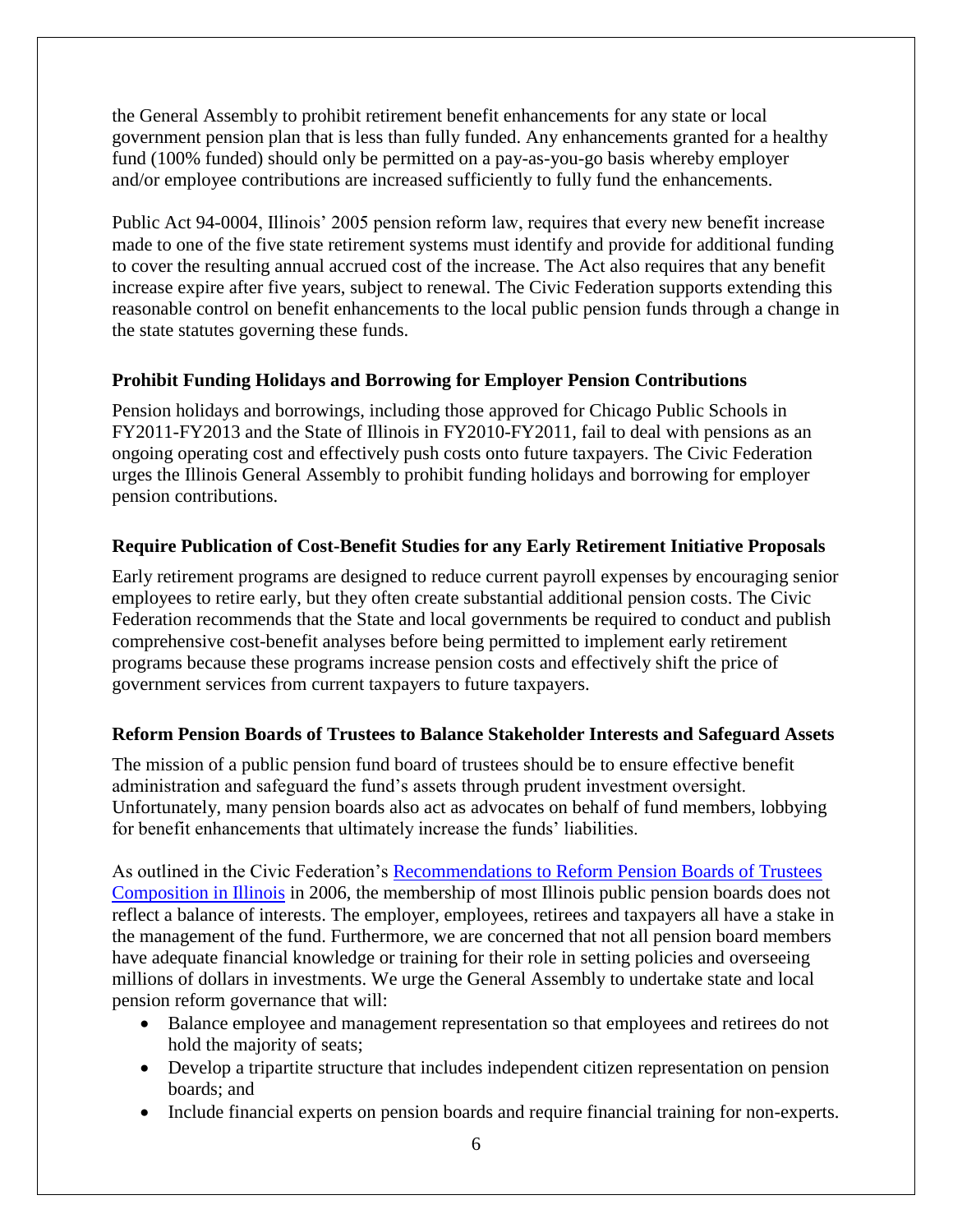the General Assembly to prohibit retirement benefit enhancements for any state or local government pension plan that is less than fully funded. Any enhancements granted for a healthy fund (100% funded) should only be permitted on a pay-as-you-go basis whereby employer and/or employee contributions are increased sufficiently to fully fund the enhancements.

Public Act 94-0004, Illinois' 2005 pension reform law, requires that every new benefit increase made to one of the five state retirement systems must identify and provide for additional funding to cover the resulting annual accrued cost of the increase. The Act also requires that any benefit increase expire after five years, subject to renewal. The Civic Federation supports extending this reasonable control on benefit enhancements to the local public pension funds through a change in the state statutes governing these funds.

### Prohibit Funding Holidays and Borrowing for Employer Pension Contributions

Pension holidays and borrowings, including those approved for Chicago Public Schools in FY2011-FY2013 and the State of Illinois in FY2010-FY2011, fail to deal with pensions as an ongoing operating cost and effectively push costs onto future taxpayers. The Civic Federation urges the Illinois General Assembly to prohibit funding holidays and borrowing for employer pension contributions.

### Require Publication of Cost-Benefit Studies for any Early Retirement Initiative Proposals

Early retirement programs are designed to reduce current payroll expenses by encouraging senior employees to retire early, but they often create substantial additional pension costs. The Civic Federation recommends that the State and local governments be required to conduct and publish comprehensive cost-benefit analyses before being permitted to implement early retirement programs because these programs increase pension costs and effectively shift the price of government services from current taxpayers to future taxpayers.

### Reform Pension Boards of Trustees to Balance Stakeholder Interests and Safeguard Assets

The mission of a public pension fund board of trustees should be to ensure effective benefit administration and safeguard the fund's assets through prudent investment oversight. Unfortunately, many pension boards also act as advocates on behalf of fund members, lobbying for benefit enhancements that ultimately increase the funds' liabilities.

As outlined in the Civic Federation's Recommendations to Reform Pension Boards of Trustees Composition in Illinois in 2006, the membership of most Illinois public pension boards does not reflect a balance of interests. The employer, employees, retirees and taxpayers all have a stake in the management of the fund. Furthermore, we are concerned that not all pension board members have adequate financial knowledge or training for their role in setting policies and overseeing millions of dollars in investments. We urge the General Assembly to undertake state and local pension reform governance that will:

- Balance employee and management representation so that employees and retirees do not hold the majority of seats;
- Develop a tripartite structure that includes independent citizen representation on pension boards; and
- Include financial experts on pension boards and require financial training for non-experts.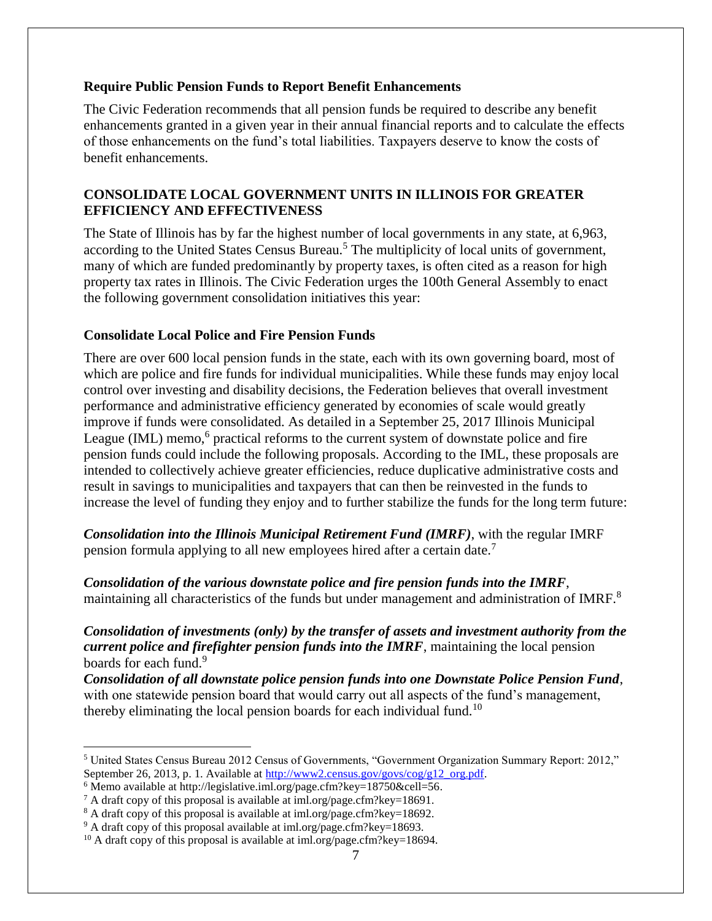### Require Public Pension Funds to Report Benefit Enhancements

The Civic Federation recommends that all pension funds be required to describe any benefit enhancements granted in a given year in their annual financial reports and to calculate the effects of those enhancements on the fund's total liabilities. Taxpayers deserve to know the costs of benefit enhancements.

## CONSOLIDATE LOCAL GOVERNMENT UNITS IN ILLINOIS FOR GREATER EFFICIENCY AND EFFECTIVENESS

The State of Illinois has by far the highest number of local governments in any state, at 6,963, according to the United States Census Bureau.[5] The multiplicity of local units of government, many of which are funded predominantly by property taxes, is often cited as a reason for high property tax rates in Illinois. The Civic Federation urges the 100th General Assembly to enact the following government consolidation initiatives this year:

### Consolidate Local Police and Fire Pension Funds

There are over 600 local pension funds in the state, each with its own governing board, most of which are police and fire funds for individual municipalities. While these funds may enjoy local control over investing and disability decisions, the Federation believes that overall investment performance and administrative efficiency generated by economies of scale would greatly improve if funds were consolidated. As detailed in a September 25, 2017 Illinois Municipal League (IML) memo,[6] practical reforms to the current system of downstate police and fire pension funds could include the following proposals. According to the IML, these proposals are intended to collectively achieve greater efficiencies, reduce duplicative administrative costs and result in savings to municipalities and taxpayers that can then be reinvested in the funds to increase the level of funding they enjoy and to further stabilize the funds for the long term future:

***Consolidation into the Illinois Municipal Retirement Fund (IMRF)***, with the regular IMRF pension formula applying to all new employees hired after a certain date.[7]

***Consolidation of the various downstate police and fire pension funds into the IMRF***, maintaining all characteristics of the funds but under management and administration of IMRF.[8]

***Consolidation of investments (only) by the transfer of assets and investment authority from the current police and firefighter pension funds into the IMRF***, maintaining the local pension boards for each fund.[9]

***Consolidation of all downstate police pension funds into one Downstate Police Pension Fund***, with one statewide pension board that would carry out all aspects of the fund's management, thereby eliminating the local pension boards for each individual fund.[10]

---

[5] United States Census Bureau 2012 Census of Governments, "Government Organization Summary Report: 2012," September 26, 2013, p. 1. Available at http://www2.census.gov/govs/cog/g12_org.pdf.

[6] Memo available at http://legislative.iml.org/page.cfm?key=18750&cell=56.

[7] A draft copy of this proposal is available at iml.org/page.cfm?key=18691.

[8] A draft copy of this proposal is available at iml.org/page.cfm?key=18692.

[9] A draft copy of this proposal available at iml.org/page.cfm?key=18693.

[10] A draft copy of this proposal is available at iml.org/page.cfm?key=18694.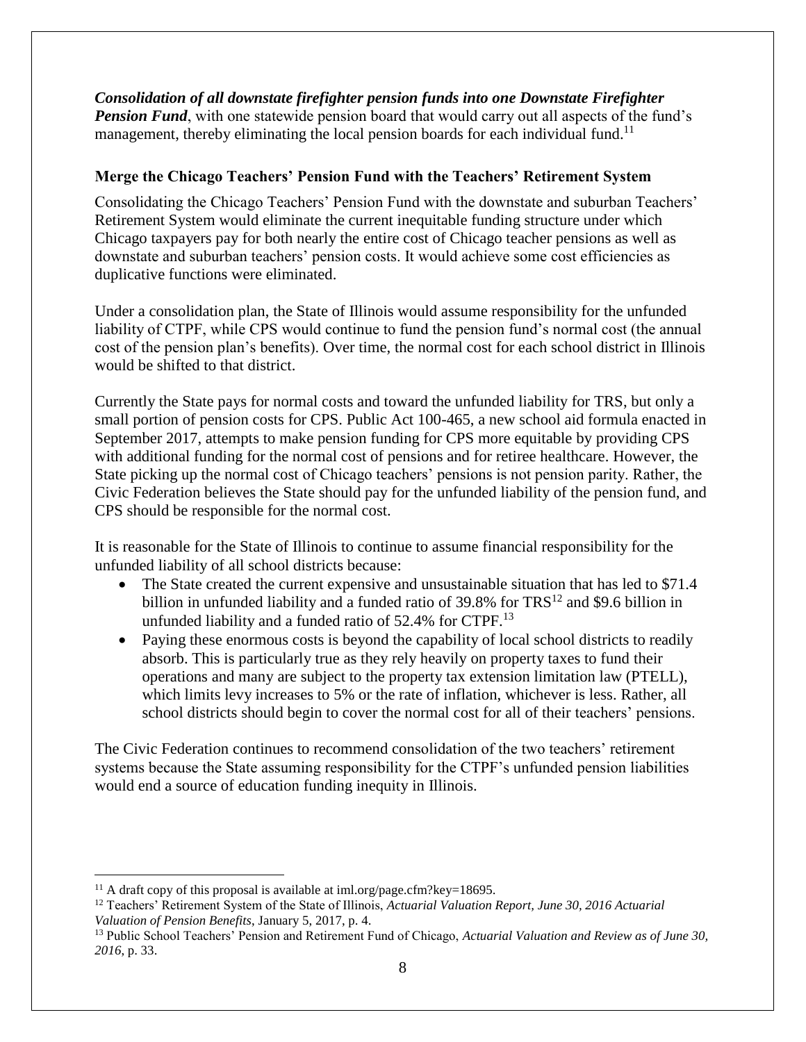***Consolidation of all downstate firefighter pension funds into one Downstate Firefighter Pension Fund***, with one statewide pension board that would carry out all aspects of the fund's management, thereby eliminating the local pension boards for each individual fund.[11]

### Merge the Chicago Teachers' Pension Fund with the Teachers' Retirement System

Consolidating the Chicago Teachers' Pension Fund with the downstate and suburban Teachers' Retirement System would eliminate the current inequitable funding structure under which Chicago taxpayers pay for both nearly the entire cost of Chicago teacher pensions as well as downstate and suburban teachers' pension costs. It would achieve some cost efficiencies as duplicative functions were eliminated.

Under a consolidation plan, the State of Illinois would assume responsibility for the unfunded liability of CTPF, while CPS would continue to fund the pension fund's normal cost (the annual cost of the pension plan's benefits). Over time, the normal cost for each school district in Illinois would be shifted to that district.

Currently the State pays for normal costs and toward the unfunded liability for TRS, but only a small portion of pension costs for CPS. Public Act 100-465, a new school aid formula enacted in September 2017, attempts to make pension funding for CPS more equitable by providing CPS with additional funding for the normal cost of pensions and for retiree healthcare. However, the State picking up the normal cost of Chicago teachers' pensions is not pension parity. Rather, the Civic Federation believes the State should pay for the unfunded liability of the pension fund, and CPS should be responsible for the normal cost.

It is reasonable for the State of Illinois to continue to assume financial responsibility for the unfunded liability of all school districts because:

- The State created the current expensive and unsustainable situation that has led to $71.4 billion in unfunded liability and a funded ratio of 39.8% for TRS[12] and $9.6 billion in unfunded liability and a funded ratio of 52.4% for CTPF.[13]
- Paying these enormous costs is beyond the capability of local school districts to readily absorb. This is particularly true as they rely heavily on property taxes to fund their operations and many are subject to the property tax extension limitation law (PTELL), which limits levy increases to 5% or the rate of inflation, whichever is less. Rather, all school districts should begin to cover the normal cost for all of their teachers' pensions.

The Civic Federation continues to recommend consolidation of the two teachers' retirement systems because the State assuming responsibility for the CTPF's unfunded pension liabilities would end a source of education funding inequity in Illinois.

---

[11] A draft copy of this proposal is available at iml.org/page.cfm?key=18695.

[12] Teachers' Retirement System of the State of Illinois, *Actuarial Valuation Report, June 30, 2016 Actuarial Valuation of Pension Benefits*, January 5, 2017, p. 4.

[13] Public School Teachers' Pension and Retirement Fund of Chicago, *Actuarial Valuation and Review as of June 30, 2016*, p. 33.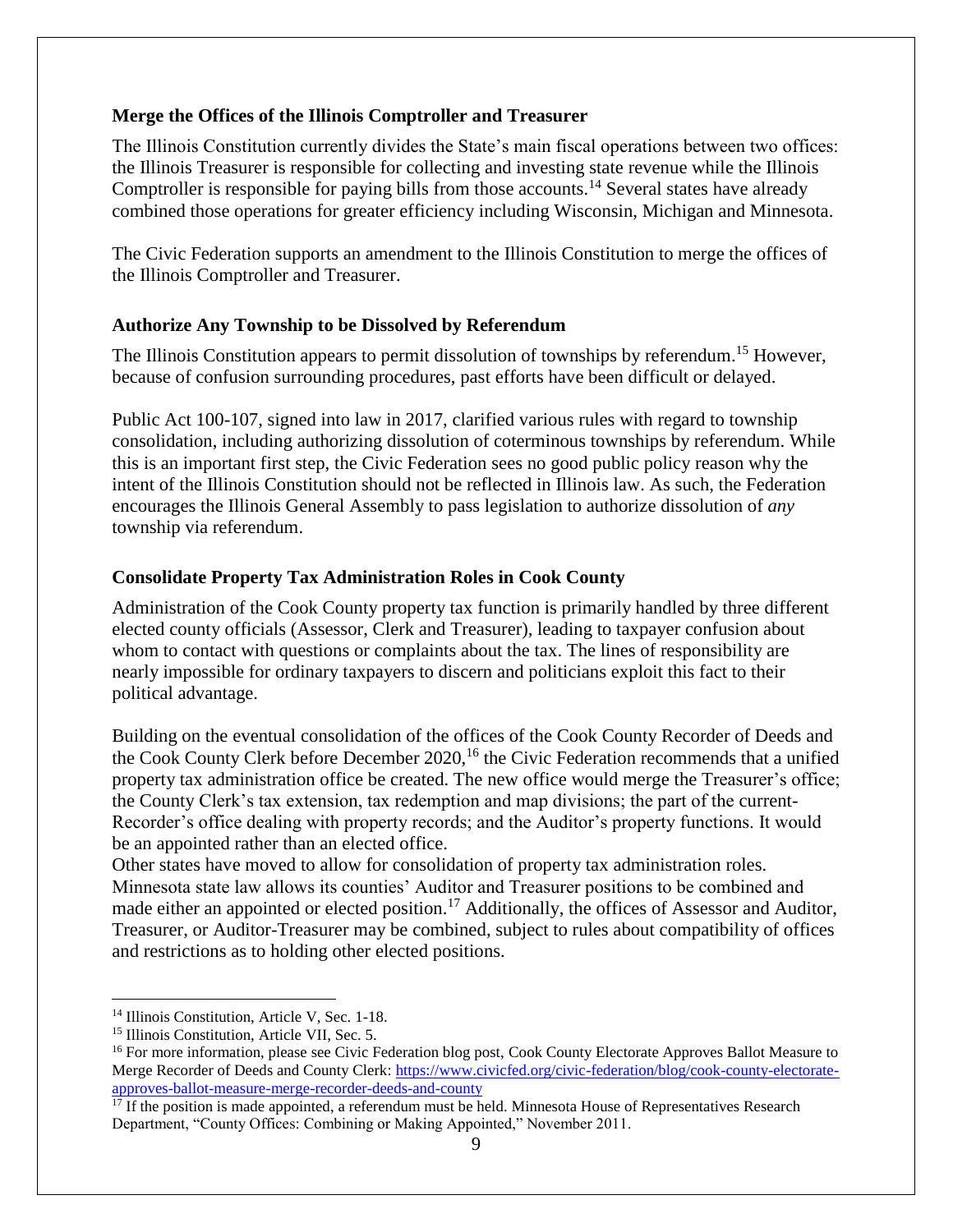**Merge the Offices of the Illinois Comptroller and Treasurer**

The Illinois Constitution currently divides the State's main fiscal operations between two offices: the Illinois Treasurer is responsible for collecting and investing state revenue while the Illinois Comptroller is responsible for paying bills from those accounts.[14] Several states have already combined those operations for greater efficiency including Wisconsin, Michigan and Minnesota.

The Civic Federation supports an amendment to the Illinois Constitution to merge the offices of the Illinois Comptroller and Treasurer.

**Authorize Any Township to be Dissolved by Referendum**

The Illinois Constitution appears to permit dissolution of townships by referendum.[15] However, because of confusion surrounding procedures, past efforts have been difficult or delayed.

Public Act 100-107, signed into law in 2017, clarified various rules with regard to township consolidation, including authorizing dissolution of coterminous townships by referendum. While this is an important first step, the Civic Federation sees no good public policy reason why the intent of the Illinois Constitution should not be reflected in Illinois law. As such, the Federation encourages the Illinois General Assembly to pass legislation to authorize dissolution of *any* township via referendum.

**Consolidate Property Tax Administration Roles in Cook County**

Administration of the Cook County property tax function is primarily handled by three different elected county officials (Assessor, Clerk and Treasurer), leading to taxpayer confusion about whom to contact with questions or complaints about the tax. The lines of responsibility are nearly impossible for ordinary taxpayers to discern and politicians exploit this fact to their political advantage.

Building on the eventual consolidation of the offices of the Cook County Recorder of Deeds and the Cook County Clerk before December 2020,[16] the Civic Federation recommends that a unified property tax administration office be created. The new office would merge the Treasurer's office; the County Clerk's tax extension, tax redemption and map divisions; the part of the current-Recorder's office dealing with property records; and the Auditor's property functions. It would be an appointed rather than an elected office.

Other states have moved to allow for consolidation of property tax administration roles. Minnesota state law allows its counties' Auditor and Treasurer positions to be combined and made either an appointed or elected position.[17] Additionally, the offices of Assessor and Auditor, Treasurer, or Auditor-Treasurer may be combined, subject to rules about compatibility of offices and restrictions as to holding other elected positions.

---

[14] Illinois Constitution, Article V, Sec. 1-18.

[15] Illinois Constitution, Article VII, Sec. 5.

[16] For more information, please see Civic Federation blog post, Cook County Electorate Approves Ballot Measure to Merge Recorder of Deeds and County Clerk: https://www.civicfed.org/civic-federation/blog/cook-county-electorate-approves-ballot-measure-merge-recorder-deeds-and-county

[17] If the position is made appointed, a referendum must be held. Minnesota House of Representatives Research Department, "County Offices: Combining or Making Appointed," November 2011.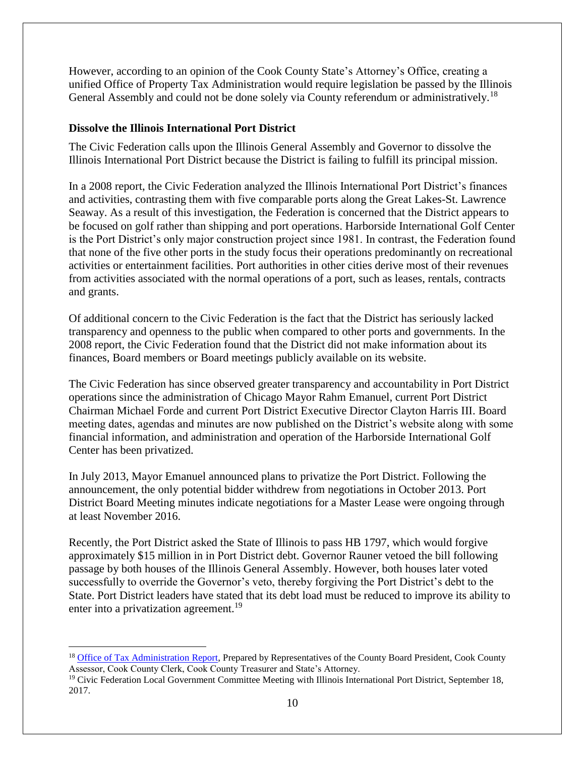However, according to an opinion of the Cook County State's Attorney's Office, creating a unified Office of Property Tax Administration would require legislation be passed by the Illinois General Assembly and could not be done solely via County referendum or administratively.[18]

**Dissolve the Illinois International Port District**

The Civic Federation calls upon the Illinois General Assembly and Governor to dissolve the Illinois International Port District because the District is failing to fulfill its principal mission.

In a 2008 report, the Civic Federation analyzed the Illinois International Port District's finances and activities, contrasting them with five comparable ports along the Great Lakes-St. Lawrence Seaway. As a result of this investigation, the Federation is concerned that the District appears to be focused on golf rather than shipping and port operations. Harborside International Golf Center is the Port District's only major construction project since 1981. In contrast, the Federation found that none of the five other ports in the study focus their operations predominantly on recreational activities or entertainment facilities. Port authorities in other cities derive most of their revenues from activities associated with the normal operations of a port, such as leases, rentals, contracts and grants.

Of additional concern to the Civic Federation is the fact that the District has seriously lacked transparency and openness to the public when compared to other ports and governments. In the 2008 report, the Civic Federation found that the District did not make information about its finances, Board members or Board meetings publicly available on its website.

The Civic Federation has since observed greater transparency and accountability in Port District operations since the administration of Chicago Mayor Rahm Emanuel, current Port District Chairman Michael Forde and current Port District Executive Director Clayton Harris III. Board meeting dates, agendas and minutes are now published on the District's website along with some financial information, and administration and operation of the Harborside International Golf Center has been privatized.

In July 2013, Mayor Emanuel announced plans to privatize the Port District. Following the announcement, the only potential bidder withdrew from negotiations in October 2013. Port District Board Meeting minutes indicate negotiations for a Master Lease were ongoing through at least November 2016.

Recently, the Port District asked the State of Illinois to pass HB 1797, which would forgive approximately $15 million in in Port District debt. Governor Rauner vetoed the bill following passage by both houses of the Illinois General Assembly. However, both houses later voted successfully to override the Governor's veto, thereby forgiving the Port District's debt to the State. Port District leaders have stated that its debt load must be reduced to improve its ability to enter into a privatization agreement.[19]

---

[18] Office of Tax Administration Report, Prepared by Representatives of the County Board President, Cook County Assessor, Cook County Clerk, Cook County Treasurer and State's Attorney.

[19] Civic Federation Local Government Committee Meeting with Illinois International Port District, September 18, 2017.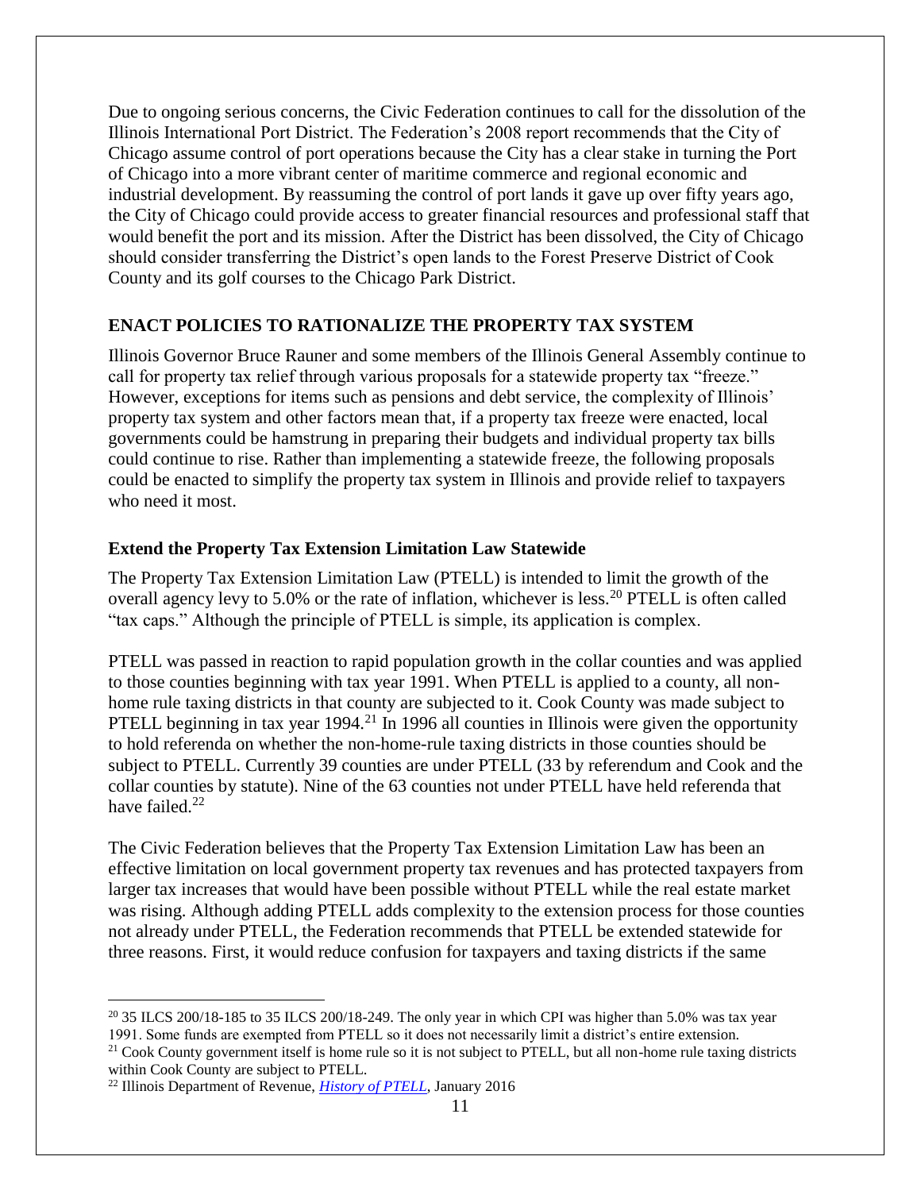Due to ongoing serious concerns, the Civic Federation continues to call for the dissolution of the Illinois International Port District. The Federation's 2008 report recommends that the City of Chicago assume control of port operations because the City has a clear stake in turning the Port of Chicago into a more vibrant center of maritime commerce and regional economic and industrial development. By reassuming the control of port lands it gave up over fifty years ago, the City of Chicago could provide access to greater financial resources and professional staff that would benefit the port and its mission. After the District has been dissolved, the City of Chicago should consider transferring the District's open lands to the Forest Preserve District of Cook County and its golf courses to the Chicago Park District.

## ENACT POLICIES TO RATIONALIZE THE PROPERTY TAX SYSTEM

Illinois Governor Bruce Rauner and some members of the Illinois General Assembly continue to call for property tax relief through various proposals for a statewide property tax "freeze." However, exceptions for items such as pensions and debt service, the complexity of Illinois' property tax system and other factors mean that, if a property tax freeze were enacted, local governments could be hamstrung in preparing their budgets and individual property tax bills could continue to rise. Rather than implementing a statewide freeze, the following proposals could be enacted to simplify the property tax system in Illinois and provide relief to taxpayers who need it most.

### Extend the Property Tax Extension Limitation Law Statewide

The Property Tax Extension Limitation Law (PTELL) is intended to limit the growth of the overall agency levy to 5.0% or the rate of inflation, whichever is less.[20] PTELL is often called "tax caps." Although the principle of PTELL is simple, its application is complex.

PTELL was passed in reaction to rapid population growth in the collar counties and was applied to those counties beginning with tax year 1991. When PTELL is applied to a county, all non-home rule taxing districts in that county are subjected to it. Cook County was made subject to PTELL beginning in tax year 1994.[21] In 1996 all counties in Illinois were given the opportunity to hold referenda on whether the non-home-rule taxing districts in those counties should be subject to PTELL. Currently 39 counties are under PTELL (33 by referendum and Cook and the collar counties by statute). Nine of the 63 counties not under PTELL have held referenda that have failed.[22]

The Civic Federation believes that the Property Tax Extension Limitation Law has been an effective limitation on local government property tax revenues and has protected taxpayers from larger tax increases that would have been possible without PTELL while the real estate market was rising. Although adding PTELL adds complexity to the extension process for those counties not already under PTELL, the Federation recommends that PTELL be extended statewide for three reasons. First, it would reduce confusion for taxpayers and taxing districts if the same

---

[20] 35 ILCS 200/18-185 to 35 ILCS 200/18-249. The only year in which CPI was higher than 5.0% was tax year 1991. Some funds are exempted from PTELL so it does not necessarily limit a district's entire extension.

[21] Cook County government itself is home rule so it is not subject to PTELL, but all non-home rule taxing districts within Cook County are subject to PTELL.

[22] Illinois Department of Revenue, *History of PTELL*, January 2016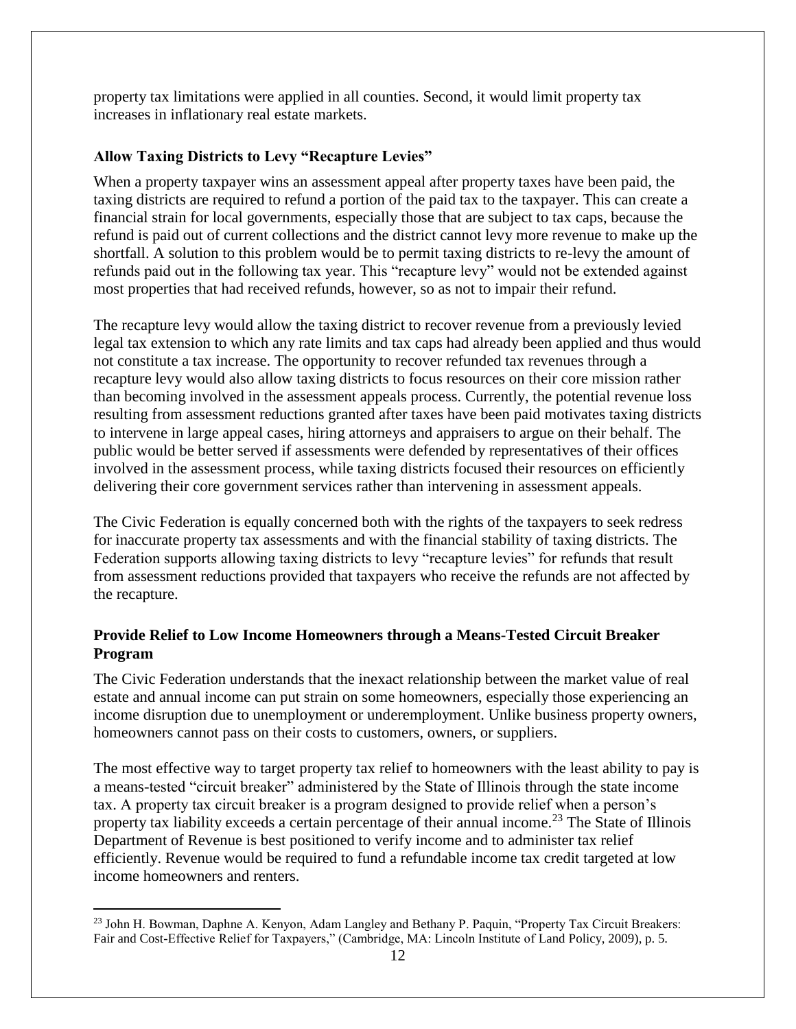property tax limitations were applied in all counties. Second, it would limit property tax increases in inflationary real estate markets.

### Allow Taxing Districts to Levy "Recapture Levies"

When a property taxpayer wins an assessment appeal after property taxes have been paid, the taxing districts are required to refund a portion of the paid tax to the taxpayer. This can create a financial strain for local governments, especially those that are subject to tax caps, because the refund is paid out of current collections and the district cannot levy more revenue to make up the shortfall. A solution to this problem would be to permit taxing districts to re-levy the amount of refunds paid out in the following tax year. This "recapture levy" would not be extended against most properties that had received refunds, however, so as not to impair their refund.

The recapture levy would allow the taxing district to recover revenue from a previously levied legal tax extension to which any rate limits and tax caps had already been applied and thus would not constitute a tax increase. The opportunity to recover refunded tax revenues through a recapture levy would also allow taxing districts to focus resources on their core mission rather than becoming involved in the assessment appeals process. Currently, the potential revenue loss resulting from assessment reductions granted after taxes have been paid motivates taxing districts to intervene in large appeal cases, hiring attorneys and appraisers to argue on their behalf. The public would be better served if assessments were defended by representatives of their offices involved in the assessment process, while taxing districts focused their resources on efficiently delivering their core government services rather than intervening in assessment appeals.

The Civic Federation is equally concerned both with the rights of the taxpayers to seek redress for inaccurate property tax assessments and with the financial stability of taxing districts. The Federation supports allowing taxing districts to levy "recapture levies" for refunds that result from assessment reductions provided that taxpayers who receive the refunds are not affected by the recapture.

### Provide Relief to Low Income Homeowners through a Means-Tested Circuit Breaker Program

The Civic Federation understands that the inexact relationship between the market value of real estate and annual income can put strain on some homeowners, especially those experiencing an income disruption due to unemployment or underemployment. Unlike business property owners, homeowners cannot pass on their costs to customers, owners, or suppliers.

The most effective way to target property tax relief to homeowners with the least ability to pay is a means-tested "circuit breaker" administered by the State of Illinois through the state income tax. A property tax circuit breaker is a program designed to provide relief when a person's property tax liability exceeds a certain percentage of their annual income.[23] The State of Illinois Department of Revenue is best positioned to verify income and to administer tax relief efficiently. Revenue would be required to fund a refundable income tax credit targeted at low income homeowners and renters.

[23] John H. Bowman, Daphne A. Kenyon, Adam Langley and Bethany P. Paquin, "Property Tax Circuit Breakers: Fair and Cost-Effective Relief for Taxpayers," (Cambridge, MA: Lincoln Institute of Land Policy, 2009), p. 5.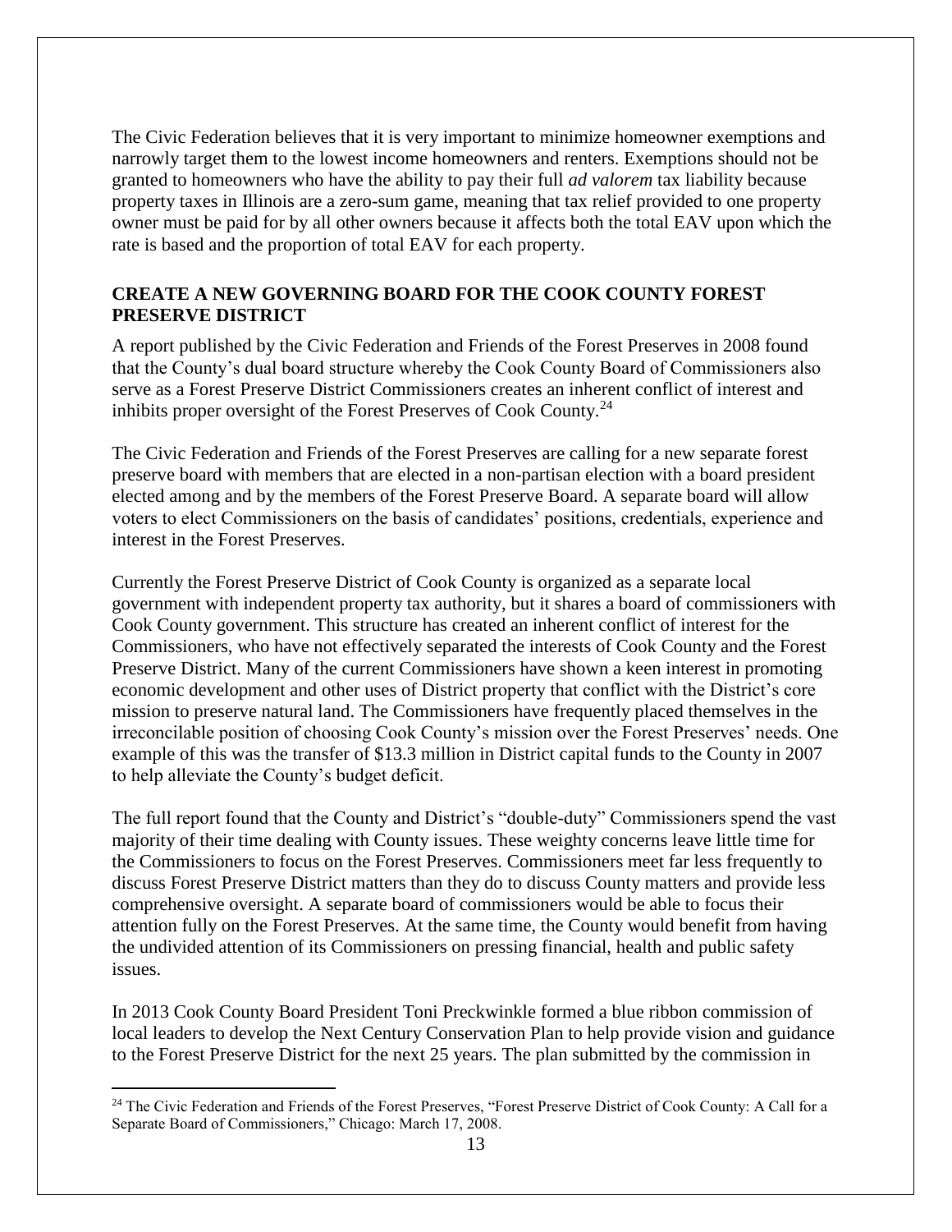The Civic Federation believes that it is very important to minimize homeowner exemptions and narrowly target them to the lowest income homeowners and renters. Exemptions should not be granted to homeowners who have the ability to pay their full *ad valorem* tax liability because property taxes in Illinois are a zero-sum game, meaning that tax relief provided to one property owner must be paid for by all other owners because it affects both the total EAV upon which the rate is based and the proportion of total EAV for each property.

## CREATE A NEW GOVERNING BOARD FOR THE COOK COUNTY FOREST PRESERVE DISTRICT

A report published by the Civic Federation and Friends of the Forest Preserves in 2008 found that the County's dual board structure whereby the Cook County Board of Commissioners also serve as a Forest Preserve District Commissioners creates an inherent conflict of interest and inhibits proper oversight of the Forest Preserves of Cook County.[24]

The Civic Federation and Friends of the Forest Preserves are calling for a new separate forest preserve board with members that are elected in a non-partisan election with a board president elected among and by the members of the Forest Preserve Board. A separate board will allow voters to elect Commissioners on the basis of candidates' positions, credentials, experience and interest in the Forest Preserves.

Currently the Forest Preserve District of Cook County is organized as a separate local government with independent property tax authority, but it shares a board of commissioners with Cook County government. This structure has created an inherent conflict of interest for the Commissioners, who have not effectively separated the interests of Cook County and the Forest Preserve District. Many of the current Commissioners have shown a keen interest in promoting economic development and other uses of District property that conflict with the District's core mission to preserve natural land. The Commissioners have frequently placed themselves in the irreconcilable position of choosing Cook County's mission over the Forest Preserves' needs. One example of this was the transfer of $13.3 million in District capital funds to the County in 2007 to help alleviate the County's budget deficit.

The full report found that the County and District's "double-duty" Commissioners spend the vast majority of their time dealing with County issues. These weighty concerns leave little time for the Commissioners to focus on the Forest Preserves. Commissioners meet far less frequently to discuss Forest Preserve District matters than they do to discuss County matters and provide less comprehensive oversight. A separate board of commissioners would be able to focus their attention fully on the Forest Preserves. At the same time, the County would benefit from having the undivided attention of its Commissioners on pressing financial, health and public safety issues.

In 2013 Cook County Board President Toni Preckwinkle formed a blue ribbon commission of local leaders to develop the Next Century Conservation Plan to help provide vision and guidance to the Forest Preserve District for the next 25 years. The plan submitted by the commission in

---

[24] The Civic Federation and Friends of the Forest Preserves, "Forest Preserve District of Cook County: A Call for a Separate Board of Commissioners," Chicago: March 17, 2008.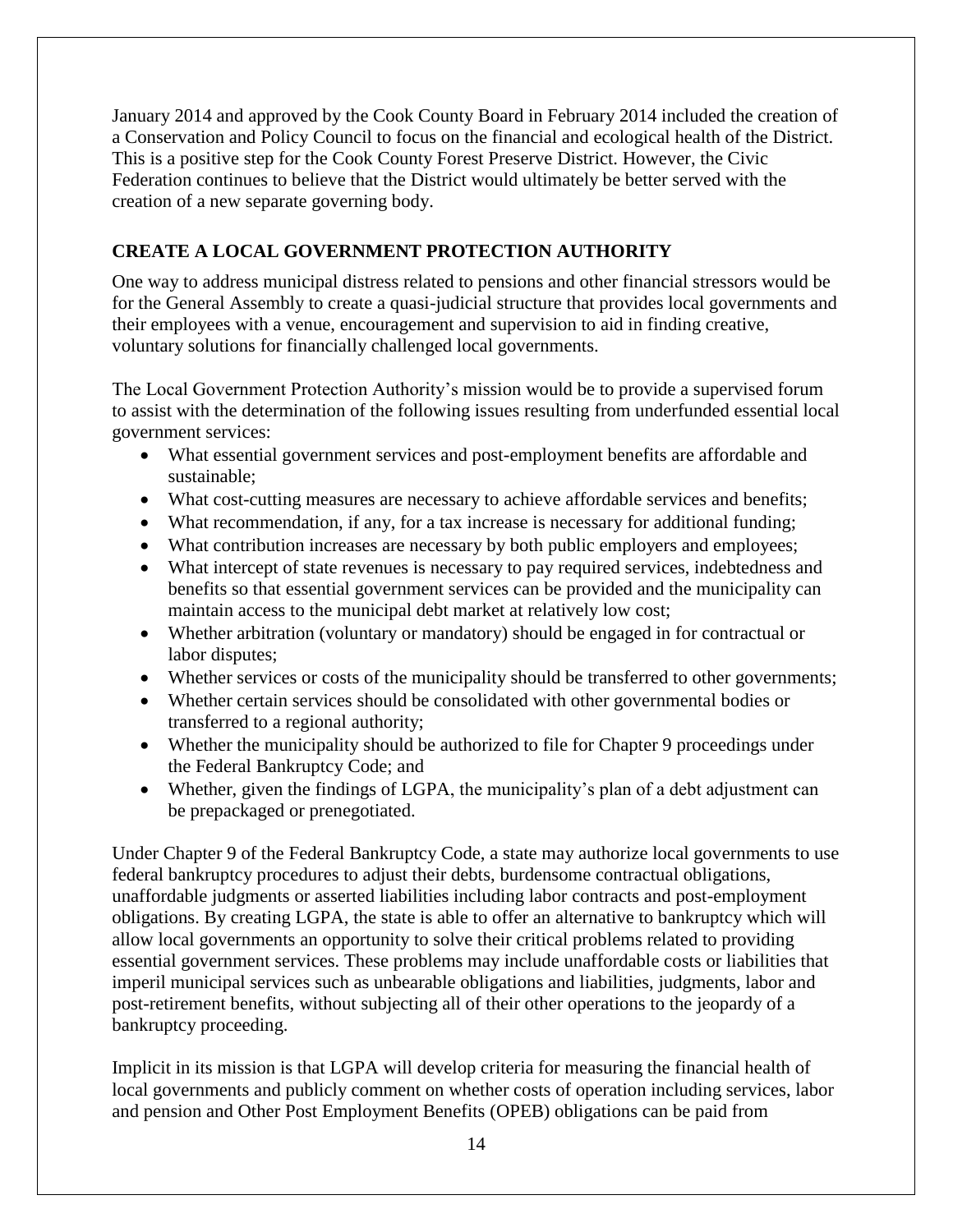January 2014 and approved by the Cook County Board in February 2014 included the creation of a Conservation and Policy Council to focus on the financial and ecological health of the District. This is a positive step for the Cook County Forest Preserve District. However, the Civic Federation continues to believe that the District would ultimately be better served with the creation of a new separate governing body.

## CREATE A LOCAL GOVERNMENT PROTECTION AUTHORITY

One way to address municipal distress related to pensions and other financial stressors would be for the General Assembly to create a quasi-judicial structure that provides local governments and their employees with a venue, encouragement and supervision to aid in finding creative, voluntary solutions for financially challenged local governments.

The Local Government Protection Authority's mission would be to provide a supervised forum to assist with the determination of the following issues resulting from underfunded essential local government services:

- What essential government services and post-employment benefits are affordable and sustainable;
- What cost-cutting measures are necessary to achieve affordable services and benefits;
- What recommendation, if any, for a tax increase is necessary for additional funding;
- What contribution increases are necessary by both public employers and employees;
- What intercept of state revenues is necessary to pay required services, indebtedness and benefits so that essential government services can be provided and the municipality can maintain access to the municipal debt market at relatively low cost;
- Whether arbitration (voluntary or mandatory) should be engaged in for contractual or labor disputes;
- Whether services or costs of the municipality should be transferred to other governments;
- Whether certain services should be consolidated with other governmental bodies or transferred to a regional authority;
- Whether the municipality should be authorized to file for Chapter 9 proceedings under the Federal Bankruptcy Code; and
- Whether, given the findings of LGPA, the municipality's plan of a debt adjustment can be prepackaged or prenegotiated.

Under Chapter 9 of the Federal Bankruptcy Code, a state may authorize local governments to use federal bankruptcy procedures to adjust their debts, burdensome contractual obligations, unaffordable judgments or asserted liabilities including labor contracts and post-employment obligations. By creating LGPA, the state is able to offer an alternative to bankruptcy which will allow local governments an opportunity to solve their critical problems related to providing essential government services. These problems may include unaffordable costs or liabilities that imperil municipal services such as unbearable obligations and liabilities, judgments, labor and post-retirement benefits, without subjecting all of their other operations to the jeopardy of a bankruptcy proceeding.

Implicit in its mission is that LGPA will develop criteria for measuring the financial health of local governments and publicly comment on whether costs of operation including services, labor and pension and Other Post Employment Benefits (OPEB) obligations can be paid from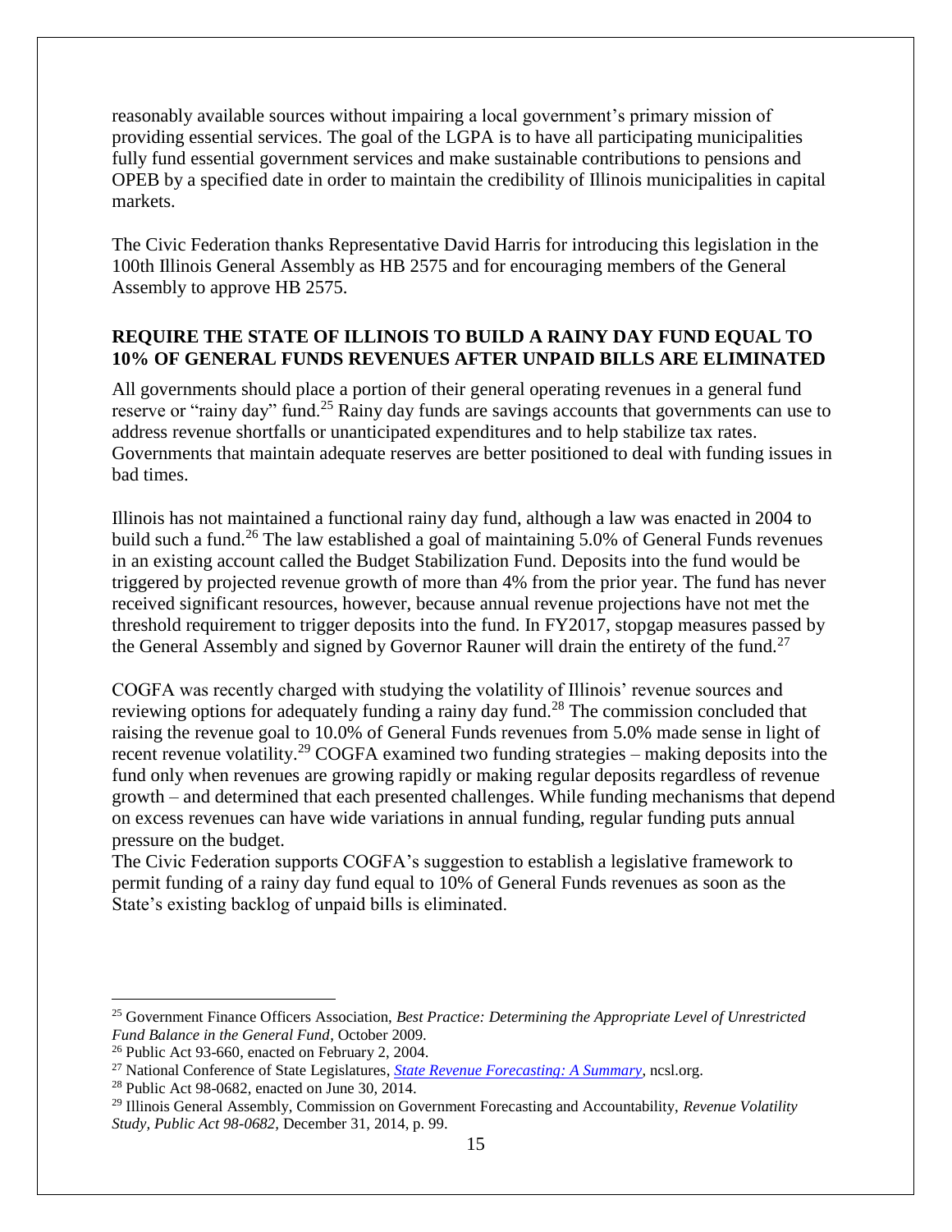reasonably available sources without impairing a local government's primary mission of providing essential services. The goal of the LGPA is to have all participating municipalities fully fund essential government services and make sustainable contributions to pensions and OPEB by a specified date in order to maintain the credibility of Illinois municipalities in capital markets.

The Civic Federation thanks Representative David Harris for introducing this legislation in the 100th Illinois General Assembly as HB 2575 and for encouraging members of the General Assembly to approve HB 2575.

## REQUIRE THE STATE OF ILLINOIS TO BUILD A RAINY DAY FUND EQUAL TO 10% OF GENERAL FUNDS REVENUES AFTER UNPAID BILLS ARE ELIMINATED

All governments should place a portion of their general operating revenues in a general fund reserve or "rainy day" fund.[25] Rainy day funds are savings accounts that governments can use to address revenue shortfalls or unanticipated expenditures and to help stabilize tax rates. Governments that maintain adequate reserves are better positioned to deal with funding issues in bad times.

Illinois has not maintained a functional rainy day fund, although a law was enacted in 2004 to build such a fund.[26] The law established a goal of maintaining 5.0% of General Funds revenues in an existing account called the Budget Stabilization Fund. Deposits into the fund would be triggered by projected revenue growth of more than 4% from the prior year. The fund has never received significant resources, however, because annual revenue projections have not met the threshold requirement to trigger deposits into the fund. In FY2017, stopgap measures passed by the General Assembly and signed by Governor Rauner will drain the entirety of the fund.[27]

COGFA was recently charged with studying the volatility of Illinois' revenue sources and reviewing options for adequately funding a rainy day fund.[28] The commission concluded that raising the revenue goal to 10.0% of General Funds revenues from 5.0% made sense in light of recent revenue volatility.[29] COGFA examined two funding strategies – making deposits into the fund only when revenues are growing rapidly or making regular deposits regardless of revenue growth – and determined that each presented challenges. While funding mechanisms that depend on excess revenues can have wide variations in annual funding, regular funding puts annual pressure on the budget.

The Civic Federation supports COGFA's suggestion to establish a legislative framework to permit funding of a rainy day fund equal to 10% of General Funds revenues as soon as the State's existing backlog of unpaid bills is eliminated.

---

[25] Government Finance Officers Association, *Best Practice: Determining the Appropriate Level of Unrestricted Fund Balance in the General Fund*, October 2009.

[26] Public Act 93-660, enacted on February 2, 2004.

[27] National Conference of State Legislatures, *State Revenue Forecasting: A Summary*, ncsl.org.

[28] Public Act 98-0682, enacted on June 30, 2014.

[29] Illinois General Assembly, Commission on Government Forecasting and Accountability, *Revenue Volatility Study, Public Act 98-0682*, December 31, 2014, p. 99.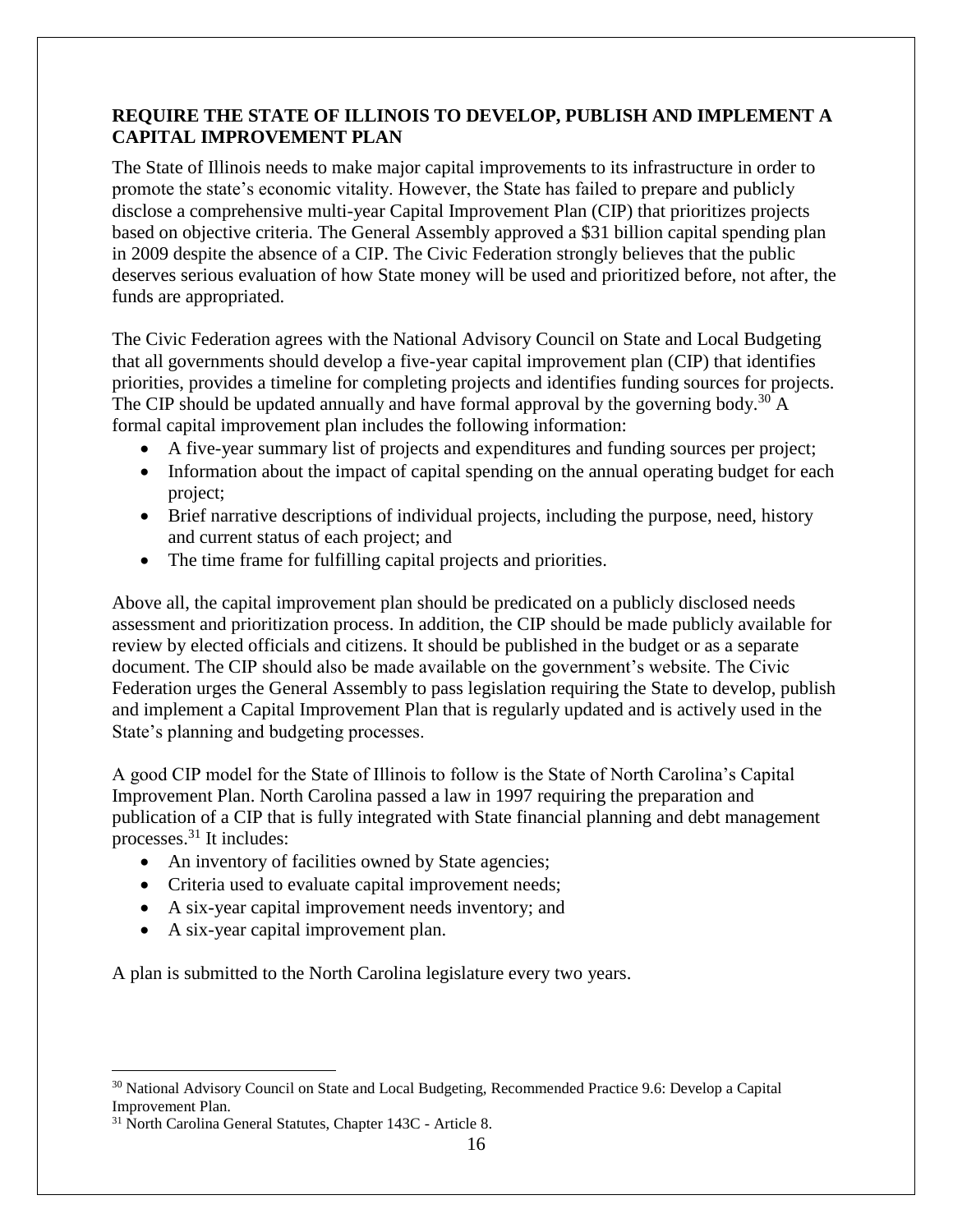**REQUIRE THE STATE OF ILLINOIS TO DEVELOP, PUBLISH AND IMPLEMENT A CAPITAL IMPROVEMENT PLAN**

The State of Illinois needs to make major capital improvements to its infrastructure in order to promote the state's economic vitality. However, the State has failed to prepare and publicly disclose a comprehensive multi-year Capital Improvement Plan (CIP) that prioritizes projects based on objective criteria. The General Assembly approved a $31 billion capital spending plan in 2009 despite the absence of a CIP. The Civic Federation strongly believes that the public deserves serious evaluation of how State money will be used and prioritized before, not after, the funds are appropriated.

The Civic Federation agrees with the National Advisory Council on State and Local Budgeting that all governments should develop a five-year capital improvement plan (CIP) that identifies priorities, provides a timeline for completing projects and identifies funding sources for projects. The CIP should be updated annually and have formal approval by the governing body.[30] A formal capital improvement plan includes the following information:

- A five-year summary list of projects and expenditures and funding sources per project;
- Information about the impact of capital spending on the annual operating budget for each project;
- Brief narrative descriptions of individual projects, including the purpose, need, history and current status of each project; and
- The time frame for fulfilling capital projects and priorities.

Above all, the capital improvement plan should be predicated on a publicly disclosed needs assessment and prioritization process. In addition, the CIP should be made publicly available for review by elected officials and citizens. It should be published in the budget or as a separate document. The CIP should also be made available on the government's website. The Civic Federation urges the General Assembly to pass legislation requiring the State to develop, publish and implement a Capital Improvement Plan that is regularly updated and is actively used in the State's planning and budgeting processes.

A good CIP model for the State of Illinois to follow is the State of North Carolina's Capital Improvement Plan. North Carolina passed a law in 1997 requiring the preparation and publication of a CIP that is fully integrated with State financial planning and debt management processes.[31] It includes:

- An inventory of facilities owned by State agencies;
- Criteria used to evaluate capital improvement needs;
- A six-year capital improvement needs inventory; and
- A six-year capital improvement plan.

A plan is submitted to the North Carolina legislature every two years.

---

[30] National Advisory Council on State and Local Budgeting, Recommended Practice 9.6: Develop a Capital Improvement Plan.

[31] North Carolina General Statutes, Chapter 143C - Article 8.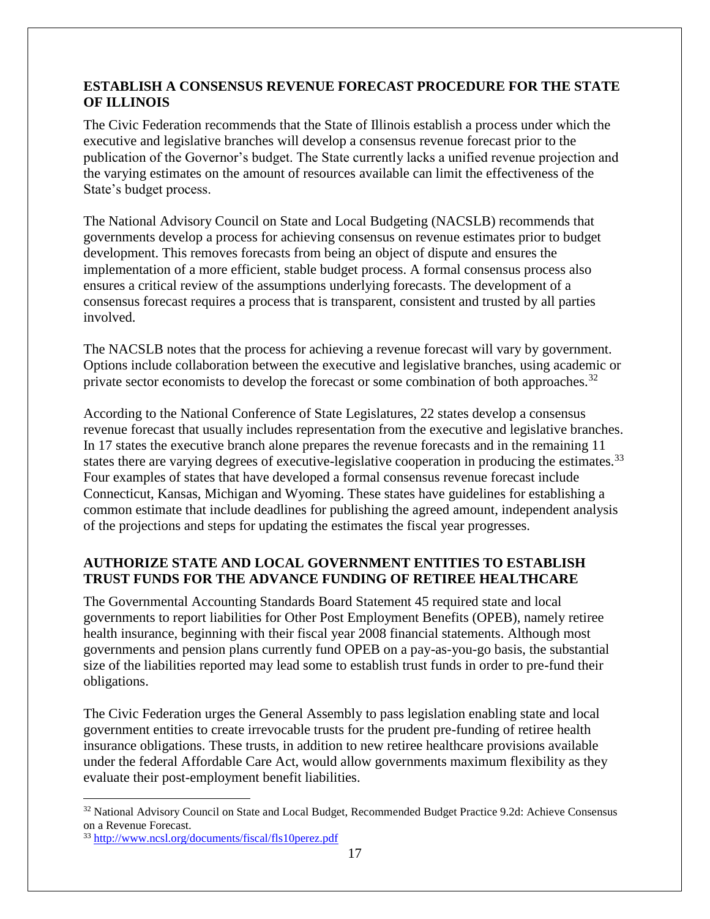## ESTABLISH A CONSENSUS REVENUE FORECAST PROCEDURE FOR THE STATE OF ILLINOIS

The Civic Federation recommends that the State of Illinois establish a process under which the executive and legislative branches will develop a consensus revenue forecast prior to the publication of the Governor's budget. The State currently lacks a unified revenue projection and the varying estimates on the amount of resources available can limit the effectiveness of the State's budget process.

The National Advisory Council on State and Local Budgeting (NACSLB) recommends that governments develop a process for achieving consensus on revenue estimates prior to budget development. This removes forecasts from being an object of dispute and ensures the implementation of a more efficient, stable budget process. A formal consensus process also ensures a critical review of the assumptions underlying forecasts. The development of a consensus forecast requires a process that is transparent, consistent and trusted by all parties involved.

The NACSLB notes that the process for achieving a revenue forecast will vary by government. Options include collaboration between the executive and legislative branches, using academic or private sector economists to develop the forecast or some combination of both approaches.[32]

According to the National Conference of State Legislatures, 22 states develop a consensus revenue forecast that usually includes representation from the executive and legislative branches. In 17 states the executive branch alone prepares the revenue forecasts and in the remaining 11 states there are varying degrees of executive-legislative cooperation in producing the estimates.[33] Four examples of states that have developed a formal consensus revenue forecast include Connecticut, Kansas, Michigan and Wyoming. These states have guidelines for establishing a common estimate that include deadlines for publishing the agreed amount, independent analysis of the projections and steps for updating the estimates the fiscal year progresses.

## AUTHORIZE STATE AND LOCAL GOVERNMENT ENTITIES TO ESTABLISH TRUST FUNDS FOR THE ADVANCE FUNDING OF RETIREE HEALTHCARE

The Governmental Accounting Standards Board Statement 45 required state and local governments to report liabilities for Other Post Employment Benefits (OPEB), namely retiree health insurance, beginning with their fiscal year 2008 financial statements. Although most governments and pension plans currently fund OPEB on a pay-as-you-go basis, the substantial size of the liabilities reported may lead some to establish trust funds in order to pre-fund their obligations.

The Civic Federation urges the General Assembly to pass legislation enabling state and local government entities to create irrevocable trusts for the prudent pre-funding of retiree health insurance obligations. These trusts, in addition to new retiree healthcare provisions available under the federal Affordable Care Act, would allow governments maximum flexibility as they evaluate their post-employment benefit liabilities.

---

[32] National Advisory Council on State and Local Budget, Recommended Budget Practice 9.2d: Achieve Consensus on a Revenue Forecast.

[33] http://www.ncsl.org/documents/fiscal/fls10perez.pdf